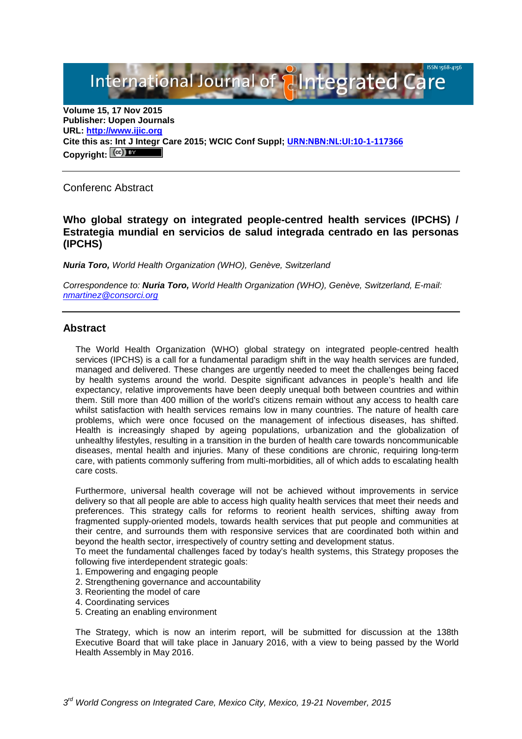**Volume 15, 17 Nov 2015**
**Publisher: Uopen Journals**
**URL: [http://www.ijic.org](http://www.ijic.org)**
**Cite this as: Int J Integr Care 2015; WCIC Conf Suppl; [URN:NBN:NL:UI:10-1-117366](URN:NBN:NL:UI:10-1-117366)**
**Copyright:**

---

Conferenc Abstract

## Who global strategy on integrated people-centred health services (IPCHS) / Estrategia mundial en servicios de salud integrada centrado en las personas (IPCHS)

***Nuria Toro,*** *World Health Organization (WHO), Genève, Switzerland*

*Correspondence to:* ***Nuria Toro,*** *World Health Organization (WHO), Genève, Switzerland, E-mail: [nmartinez@consorci.org](mailto:nmartinez@consorci.org)*

---

### Abstract

The World Health Organization (WHO) global strategy on integrated people-centred health services (IPCHS) is a call for a fundamental paradigm shift in the way health services are funded, managed and delivered. These changes are urgently needed to meet the challenges being faced by health systems around the world. Despite significant advances in people's health and life expectancy, relative improvements have been deeply unequal both between countries and within them. Still more than 400 million of the world's citizens remain without any access to health care whilst satisfaction with health services remains low in many countries. The nature of health care problems, which were once focused on the management of infectious diseases, has shifted. Health is increasingly shaped by ageing populations, urbanization and the globalization of unhealthy lifestyles, resulting in a transition in the burden of health care towards noncommunicable diseases, mental health and injuries. Many of these conditions are chronic, requiring long-term care, with patients commonly suffering from multi-morbidities, all of which adds to escalating health care costs.

Furthermore, universal health coverage will not be achieved without improvements in service delivery so that all people are able to access high quality health services that meet their needs and preferences. This strategy calls for reforms to reorient health services, shifting away from fragmented supply-oriented models, towards health services that put people and communities at their centre, and surrounds them with responsive services that are coordinated both within and beyond the health sector, irrespectively of country setting and development status.
To meet the fundamental challenges faced by today's health systems, this Strategy proposes the following five interdependent strategic goals:

1. Empowering and engaging people
2. Strengthening governance and accountability
3. Reorienting the model of care
4. Coordinating services
5. Creating an enabling environment

The Strategy, which is now an interim report, will be submitted for discussion at the 138th Executive Board that will take place in January 2016, with a view to being passed by the World Health Assembly in May 2016.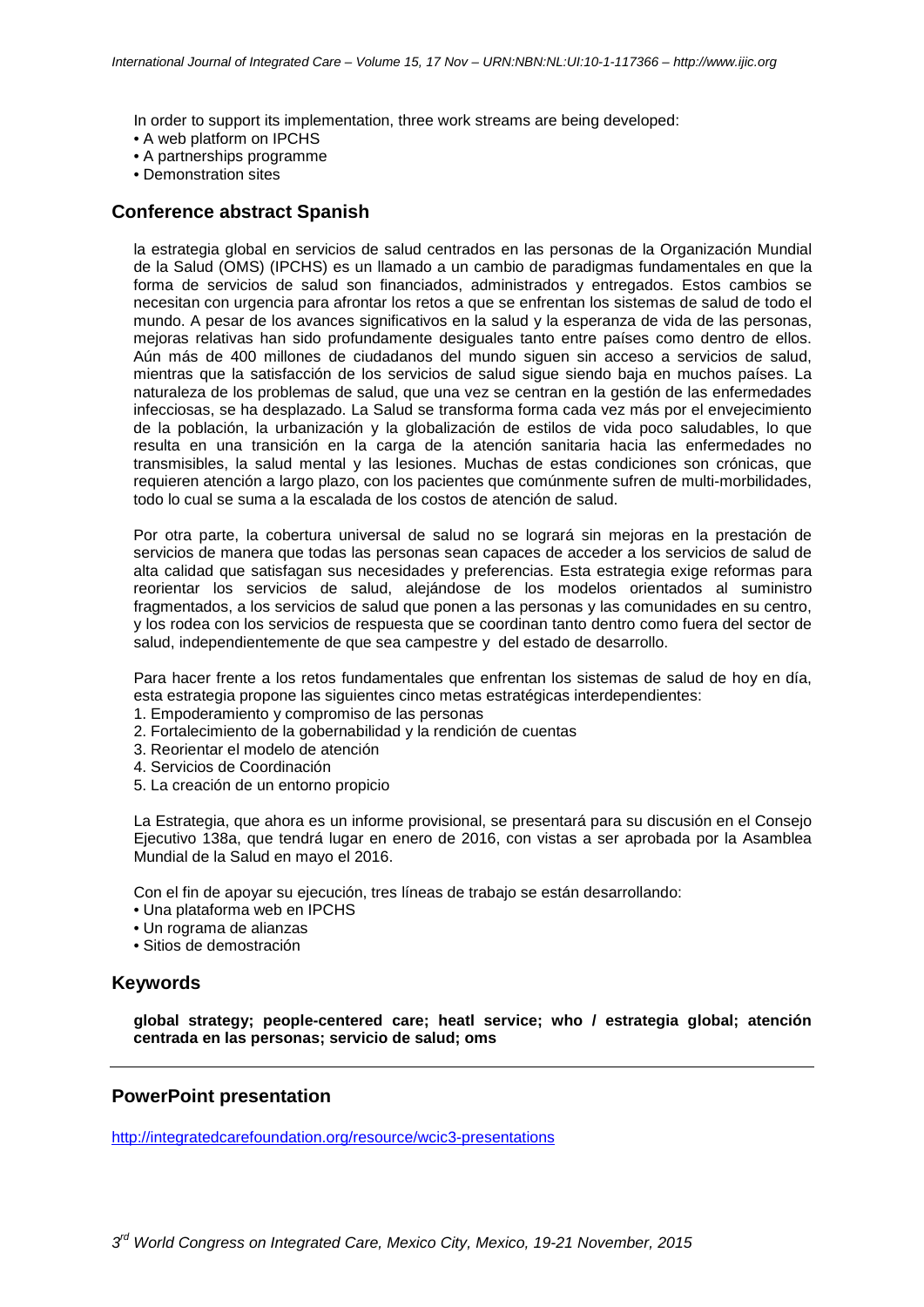In order to support its implementation, three work streams are being developed:

- A web platform on IPCHS
- A partnerships programme
- Demonstration sites

## Conference abstract Spanish

la estrategia global en servicios de salud centrados en las personas de la Organización Mundial de la Salud (OMS) (IPCHS) es un llamado a un cambio de paradigmas fundamentales en que la forma de servicios de salud son financiados, administrados y entregados. Estos cambios se necesitan con urgencia para afrontar los retos a que se enfrentan los sistemas de salud de todo el mundo. A pesar de los avances significativos en la salud y la esperanza de vida de las personas, mejoras relativas han sido profundamente desiguales tanto entre países como dentro de ellos. Aún más de 400 millones de ciudadanos del mundo siguen sin acceso a servicios de salud, mientras que la satisfacción de los servicios de salud sigue siendo baja en muchos países. La naturaleza de los problemas de salud, que una vez se centran en la gestión de las enfermedades infecciosas, se ha desplazado. La Salud se transforma forma cada vez más por el envejecimiento de la población, la urbanización y la globalización de estilos de vida poco saludables, lo que resulta en una transición en la carga de la atención sanitaria hacia las enfermedades no transmisibles, la salud mental y las lesiones. Muchas de estas condiciones son crónicas, que requieren atención a largo plazo, con los pacientes que comúnmente sufren de multi-morbilidades, todo lo cual se suma a la escalada de los costos de atención de salud.

Por otra parte, la cobertura universal de salud no se logrará sin mejoras en la prestación de servicios de manera que todas las personas sean capaces de acceder a los servicios de salud de alta calidad que satisfagan sus necesidades y preferencias. Esta estrategia exige reformas para reorientar los servicios de salud, alejándose de los modelos orientados al suministro fragmentados, a los servicios de salud que ponen a las personas y las comunidades en su centro, y los rodea con los servicios de respuesta que se coordinan tanto dentro como fuera del sector de salud, independientemente de que sea campestre y del estado de desarrollo.

Para hacer frente a los retos fundamentales que enfrentan los sistemas de salud de hoy en día, esta estrategia propone las siguientes cinco metas estratégicas interdependientes:

1. Empoderamiento y compromiso de las personas
2. Fortalecimiento de la gobernabilidad y la rendición de cuentas
3. Reorientar el modelo de atención
4. Servicios de Coordinación
5. La creación de un entorno propicio

La Estrategia, que ahora es un informe provisional, se presentará para su discusión en el Consejo Ejecutivo 138a, que tendrá lugar en enero de 2016, con vistas a ser aprobada por la Asamblea Mundial de la Salud en mayo el 2016.

Con el fin de apoyar su ejecución, tres líneas de trabajo se están desarrollando:

- Una plataforma web en IPCHS
- Un rograma de alianzas
- Sitios de demostración

## Keywords

**global strategy; people-centered care; heatl service; who / estrategia global; atención centrada en las personas; servicio de salud; oms**

## PowerPoint presentation

http://integratedcarefoundation.org/resource/wcic3-presentations